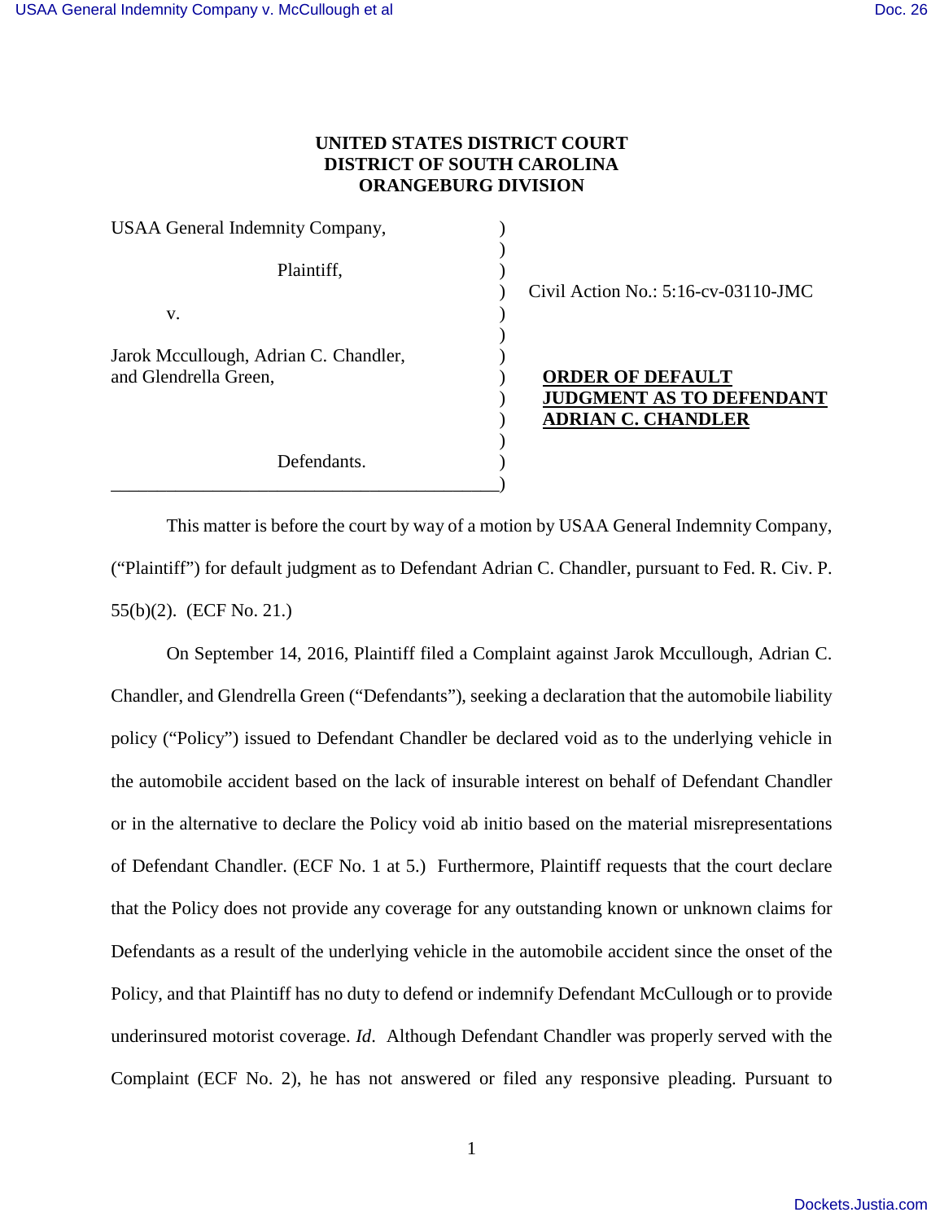**UNITED STATES DISTRICT COURT**
**DISTRICT OF SOUTH CAROLINA**
**ORANGEBURG DIVISION**

| | | |
|---|---|---|
| USAA General Indemnity Company, | ) | |
| | ) | |
| Plaintiff, | ) | Civil Action No.: 5:16-cv-03110-JMC |
| | ) | |
| v. | ) | |
| | ) | |
| Jarok Mccullough, Adrian C. Chandler, and Glendrella Green, | ) | **ORDER OF DEFAULT JUDGMENT AS TO DEFENDANT ADRIAN C. CHANDLER** |
| | ) | |
| Defendants. | ) | |

This matter is before the court by way of a motion by USAA General Indemnity Company, ("Plaintiff") for default judgment as to Defendant Adrian C. Chandler, pursuant to Fed. R. Civ. P. 55(b)(2). (ECF No. 21.)

On September 14, 2016, Plaintiff filed a Complaint against Jarok Mccullough, Adrian C. Chandler, and Glendrella Green ("Defendants"), seeking a declaration that the automobile liability policy ("Policy") issued to Defendant Chandler be declared void as to the underlying vehicle in the automobile accident based on the lack of insurable interest on behalf of Defendant Chandler or in the alternative to declare the Policy void ab initio based on the material misrepresentations of Defendant Chandler. (ECF No. 1 at 5.) Furthermore, Plaintiff requests that the court declare that the Policy does not provide any coverage for any outstanding known or unknown claims for Defendants as a result of the underlying vehicle in the automobile accident since the onset of the Policy, and that Plaintiff has no duty to defend or indemnify Defendant McCullough or to provide underinsured motorist coverage. *Id*. Although Defendant Chandler was properly served with the Complaint (ECF No. 2), he has not answered or filed any responsive pleading. Pursuant to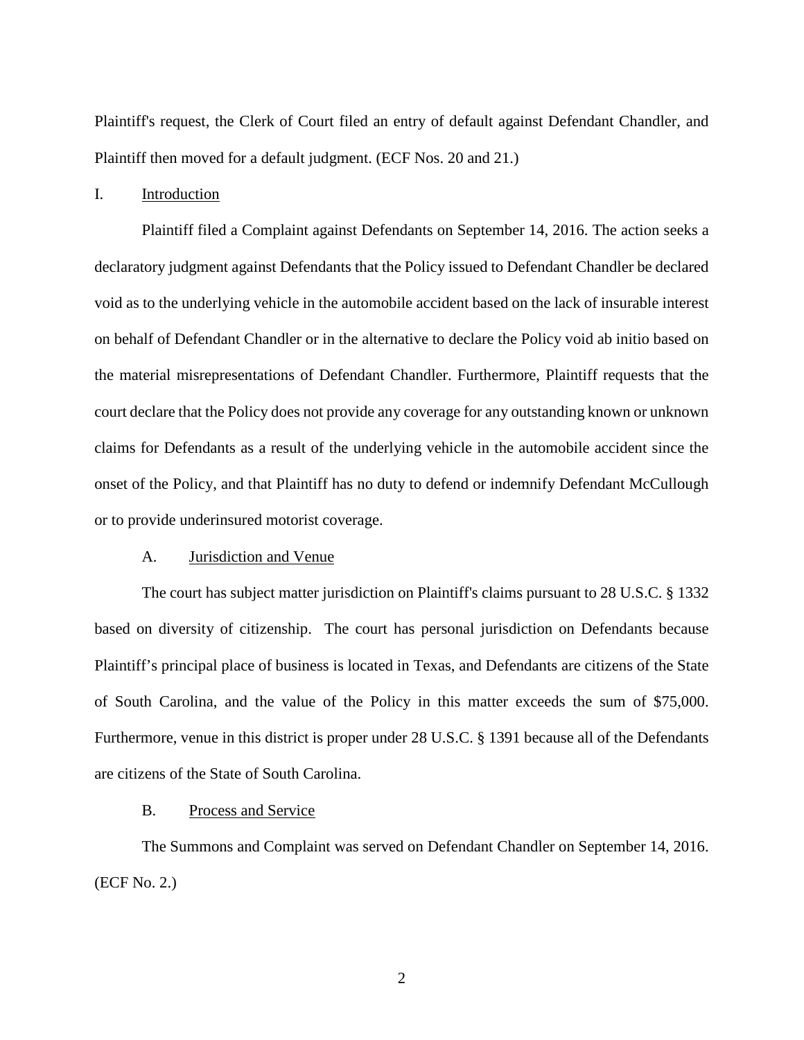Plaintiff's request, the Clerk of Court filed an entry of default against Defendant Chandler, and Plaintiff then moved for a default judgment. (ECF Nos. 20 and 21.)

## I. Introduction

Plaintiff filed a Complaint against Defendants on September 14, 2016. The action seeks a declaratory judgment against Defendants that the Policy issued to Defendant Chandler be declared void as to the underlying vehicle in the automobile accident based on the lack of insurable interest on behalf of Defendant Chandler or in the alternative to declare the Policy void ab initio based on the material misrepresentations of Defendant Chandler. Furthermore, Plaintiff requests that the court declare that the Policy does not provide any coverage for any outstanding known or unknown claims for Defendants as a result of the underlying vehicle in the automobile accident since the onset of the Policy, and that Plaintiff has no duty to defend or indemnify Defendant McCullough or to provide underinsured motorist coverage.

### A. Jurisdiction and Venue

The court has subject matter jurisdiction on Plaintiff's claims pursuant to 28 U.S.C. § 1332 based on diversity of citizenship. The court has personal jurisdiction on Defendants because Plaintiff's principal place of business is located in Texas, and Defendants are citizens of the State of South Carolina, and the value of the Policy in this matter exceeds the sum of $75,000. Furthermore, venue in this district is proper under 28 U.S.C. § 1391 because all of the Defendants are citizens of the State of South Carolina.

### B. Process and Service

The Summons and Complaint was served on Defendant Chandler on September 14, 2016. (ECF No. 2.)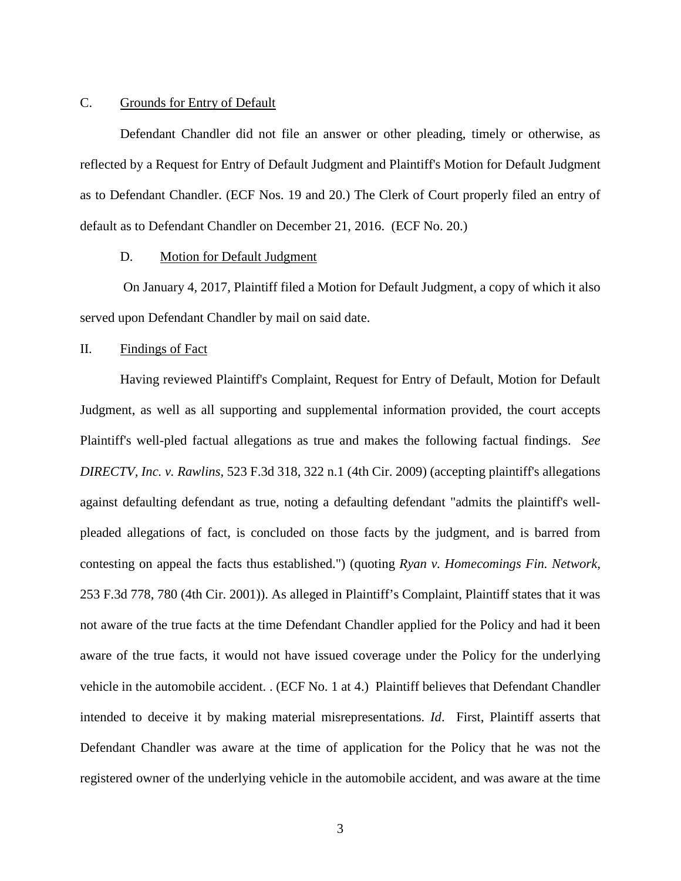C. Grounds for Entry of Default

Defendant Chandler did not file an answer or other pleading, timely or otherwise, as reflected by a Request for Entry of Default Judgment and Plaintiff's Motion for Default Judgment as to Defendant Chandler. (ECF Nos. 19 and 20.) The Clerk of Court properly filed an entry of default as to Defendant Chandler on December 21, 2016. (ECF No. 20.)

D. Motion for Default Judgment

On January 4, 2017, Plaintiff filed a Motion for Default Judgment, a copy of which it also served upon Defendant Chandler by mail on said date.

II. Findings of Fact

Having reviewed Plaintiff's Complaint, Request for Entry of Default, Motion for Default Judgment, as well as all supporting and supplemental information provided, the court accepts Plaintiff's well-pled factual allegations as true and makes the following factual findings. *See DIRECTV, Inc. v. Rawlins*, 523 F.3d 318, 322 n.1 (4th Cir. 2009) (accepting plaintiff's allegations against defaulting defendant as true, noting a defaulting defendant "admits the plaintiff's well-pleaded allegations of fact, is concluded on those facts by the judgment, and is barred from contesting on appeal the facts thus established.") (quoting *Ryan v. Homecomings Fin. Network*, 253 F.3d 778, 780 (4th Cir. 2001)). As alleged in Plaintiff's Complaint, Plaintiff states that it was not aware of the true facts at the time Defendant Chandler applied for the Policy and had it been aware of the true facts, it would not have issued coverage under the Policy for the underlying vehicle in the automobile accident. . (ECF No. 1 at 4.) Plaintiff believes that Defendant Chandler intended to deceive it by making material misrepresentations. *Id*. First, Plaintiff asserts that Defendant Chandler was aware at the time of application for the Policy that he was not the registered owner of the underlying vehicle in the automobile accident, and was aware at the time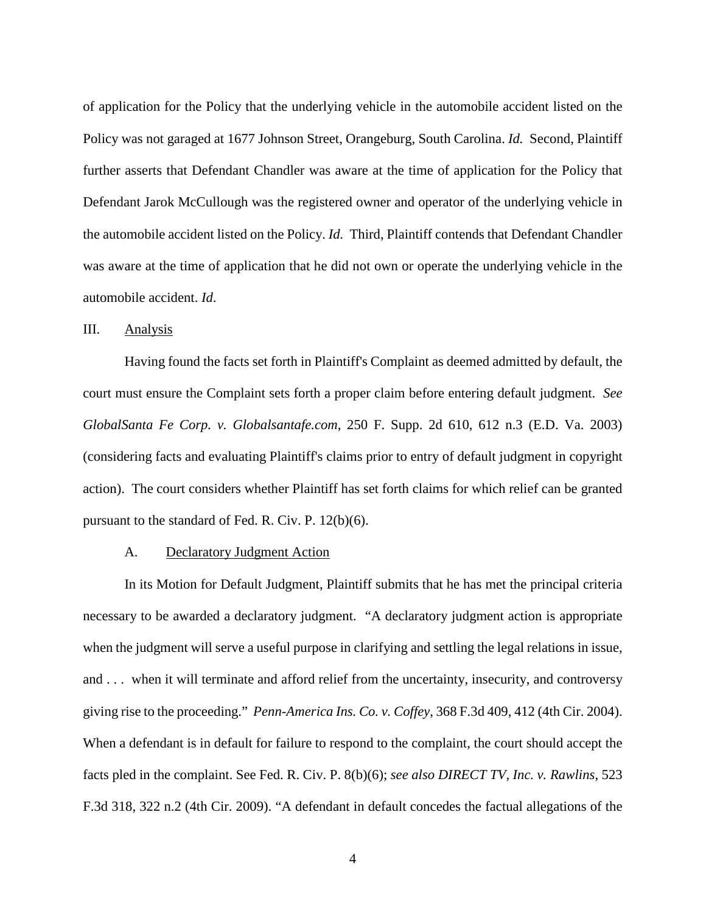of application for the Policy that the underlying vehicle in the automobile accident listed on the Policy was not garaged at 1677 Johnson Street, Orangeburg, South Carolina. *Id.* Second, Plaintiff further asserts that Defendant Chandler was aware at the time of application for the Policy that Defendant Jarok McCullough was the registered owner and operator of the underlying vehicle in the automobile accident listed on the Policy. *Id.* Third, Plaintiff contends that Defendant Chandler was aware at the time of application that he did not own or operate the underlying vehicle in the automobile accident. *Id*.

## III. Analysis

Having found the facts set forth in Plaintiff's Complaint as deemed admitted by default, the court must ensure the Complaint sets forth a proper claim before entering default judgment. *See GlobalSanta Fe Corp. v. Globalsantafe.com*, 250 F. Supp. 2d 610, 612 n.3 (E.D. Va. 2003) (considering facts and evaluating Plaintiff's claims prior to entry of default judgment in copyright action). The court considers whether Plaintiff has set forth claims for which relief can be granted pursuant to the standard of Fed. R. Civ. P. 12(b)(6).

### A. Declaratory Judgment Action

In its Motion for Default Judgment, Plaintiff submits that he has met the principal criteria necessary to be awarded a declaratory judgment. "A declaratory judgment action is appropriate when the judgment will serve a useful purpose in clarifying and settling the legal relations in issue, and . . . when it will terminate and afford relief from the uncertainty, insecurity, and controversy giving rise to the proceeding." *Penn-America Ins. Co. v. Coffey*, 368 F.3d 409, 412 (4th Cir. 2004). When a defendant is in default for failure to respond to the complaint, the court should accept the facts pled in the complaint. See Fed. R. Civ. P. 8(b)(6); *see also DIRECT TV, Inc. v. Rawlins*, 523 F.3d 318, 322 n.2 (4th Cir. 2009). "A defendant in default concedes the factual allegations of the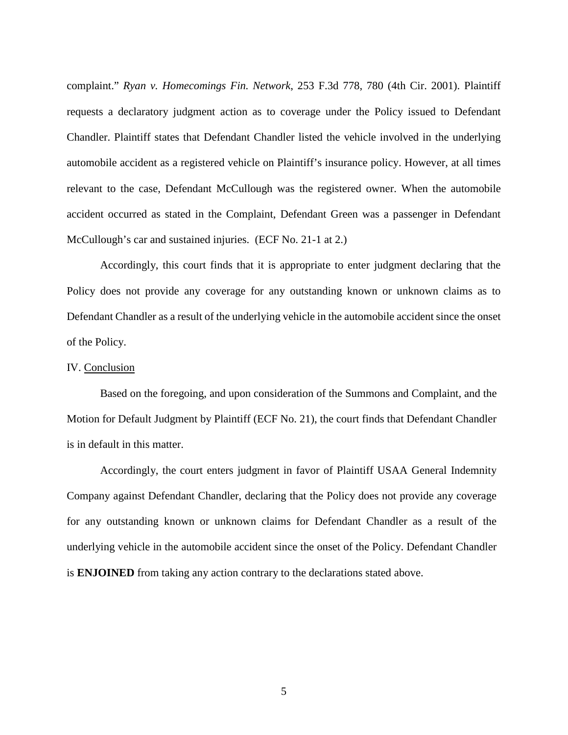complaint." *Ryan v. Homecomings Fin. Network*, 253 F.3d 778, 780 (4th Cir. 2001). Plaintiff requests a declaratory judgment action as to coverage under the Policy issued to Defendant Chandler. Plaintiff states that Defendant Chandler listed the vehicle involved in the underlying automobile accident as a registered vehicle on Plaintiff's insurance policy. However, at all times relevant to the case, Defendant McCullough was the registered owner. When the automobile accident occurred as stated in the Complaint, Defendant Green was a passenger in Defendant McCullough's car and sustained injuries. (ECF No. 21-1 at 2.)

Accordingly, this court finds that it is appropriate to enter judgment declaring that the Policy does not provide any coverage for any outstanding known or unknown claims as to Defendant Chandler as a result of the underlying vehicle in the automobile accident since the onset of the Policy.

IV. Conclusion

Based on the foregoing, and upon consideration of the Summons and Complaint, and the Motion for Default Judgment by Plaintiff (ECF No. 21), the court finds that Defendant Chandler is in default in this matter.

Accordingly, the court enters judgment in favor of Plaintiff USAA General Indemnity Company against Defendant Chandler, declaring that the Policy does not provide any coverage for any outstanding known or unknown claims for Defendant Chandler as a result of the underlying vehicle in the automobile accident since the onset of the Policy. Defendant Chandler is **ENJOINED** from taking any action contrary to the declarations stated above.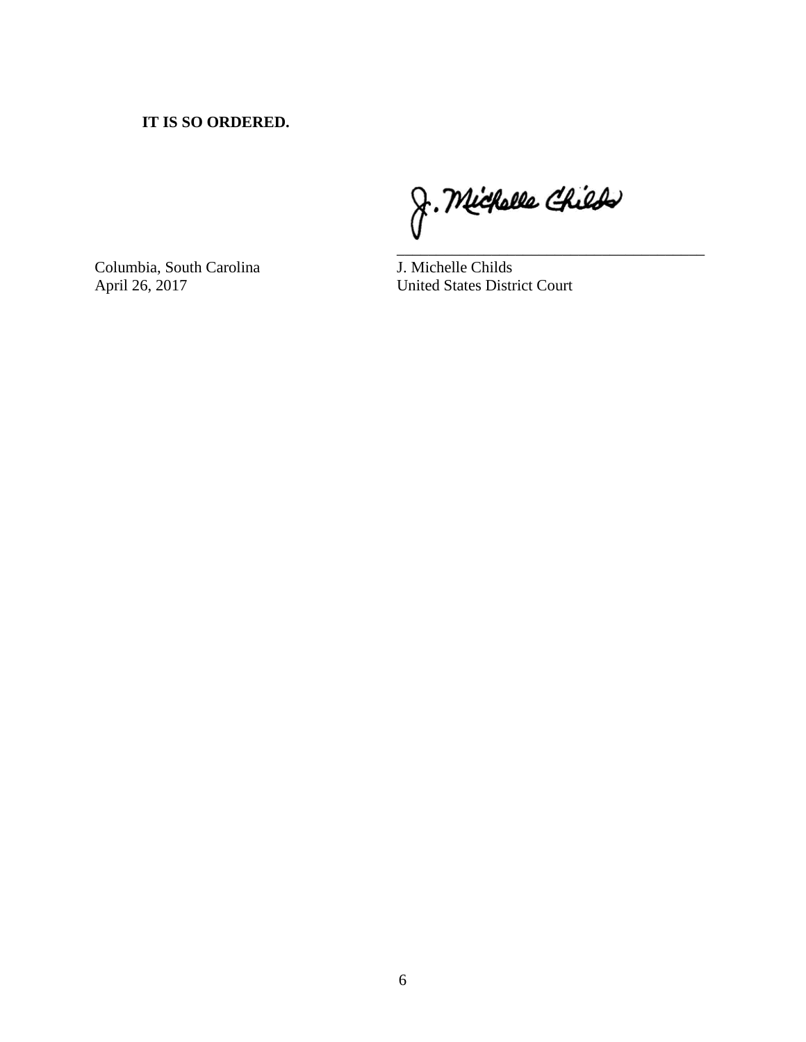**IT IS SO ORDERED.**

J. Michelle Childs
United States District Court

Columbia, South Carolina
April 26, 2017